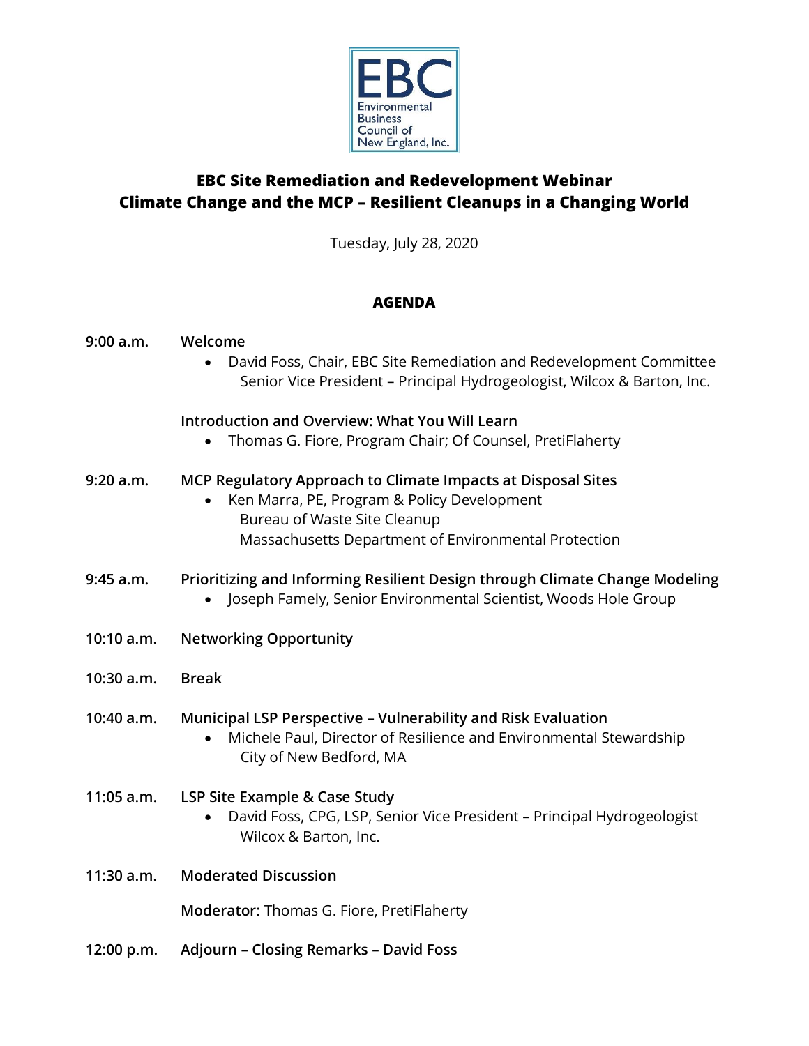EBC Environmental Business Council of New England, Inc.

# EBC Site Remediation and Redevelopment Webinar
# Climate Change and the MCP – Resilient Cleanups in a Changing World

Tuesday, July 28, 2020

## AGENDA

**9:00 a.m.** **Welcome**

- David Foss, Chair, EBC Site Remediation and Redevelopment Committee
  Senior Vice President – Principal Hydrogeologist, Wilcox & Barton, Inc.

**Introduction and Overview: What You Will Learn**

- Thomas G. Fiore, Program Chair; Of Counsel, PretiFlaherty

**9:20 a.m.** **MCP Regulatory Approach to Climate Impacts at Disposal Sites**

- Ken Marra, PE, Program & Policy Development
  Bureau of Waste Site Cleanup
  Massachusetts Department of Environmental Protection

**9:45 a.m.** **Prioritizing and Informing Resilient Design through Climate Change Modeling**

- Joseph Famely, Senior Environmental Scientist, Woods Hole Group

**10:10 a.m.** **Networking Opportunity**

**10:30 a.m.** **Break**

**10:40 a.m.** **Municipal LSP Perspective – Vulnerability and Risk Evaluation**

- Michele Paul, Director of Resilience and Environmental Stewardship
  City of New Bedford, MA

**11:05 a.m.** **LSP Site Example & Case Study**

- David Foss, CPG, LSP, Senior Vice President – Principal Hydrogeologist
  Wilcox & Barton, Inc.

**11:30 a.m.** **Moderated Discussion**

**Moderator:** Thomas G. Fiore, PretiFlaherty

**12:00 p.m.** **Adjourn – Closing Remarks – David Foss**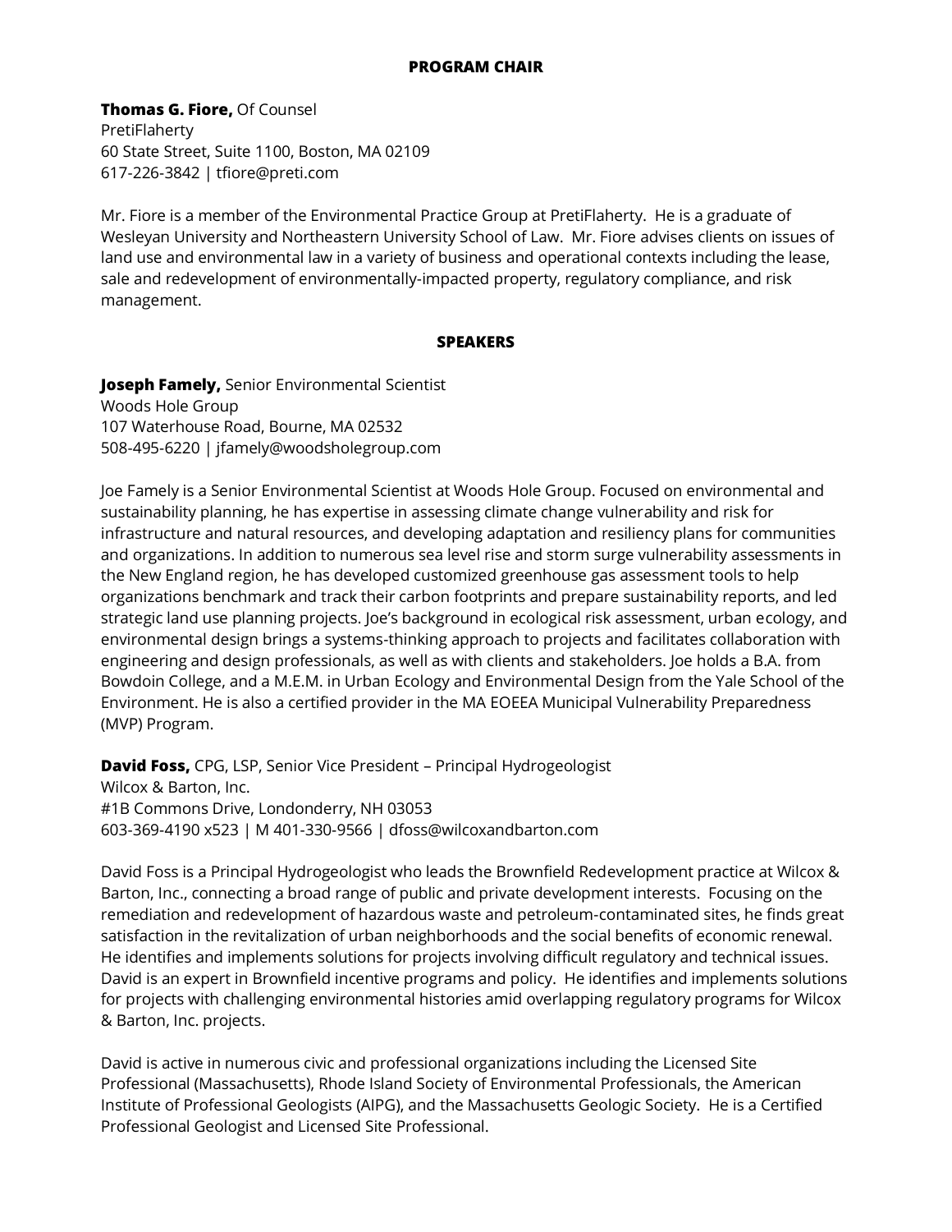## PROGRAM CHAIR

**Thomas G. Fiore,** Of Counsel
PretiFlaherty
60 State Street, Suite 1100, Boston, MA 02109
617-226-3842 | tfiore@preti.com

Mr. Fiore is a member of the Environmental Practice Group at PretiFlaherty. He is a graduate of Wesleyan University and Northeastern University School of Law. Mr. Fiore advises clients on issues of land use and environmental law in a variety of business and operational contexts including the lease, sale and redevelopment of environmentally-impacted property, regulatory compliance, and risk management.

## SPEAKERS

**Joseph Famely,** Senior Environmental Scientist
Woods Hole Group
107 Waterhouse Road, Bourne, MA 02532
508-495-6220 | jfamely@woodsholegroup.com

Joe Famely is a Senior Environmental Scientist at Woods Hole Group. Focused on environmental and sustainability planning, he has expertise in assessing climate change vulnerability and risk for infrastructure and natural resources, and developing adaptation and resiliency plans for communities and organizations. In addition to numerous sea level rise and storm surge vulnerability assessments in the New England region, he has developed customized greenhouse gas assessment tools to help organizations benchmark and track their carbon footprints and prepare sustainability reports, and led strategic land use planning projects. Joe's background in ecological risk assessment, urban ecology, and environmental design brings a systems-thinking approach to projects and facilitates collaboration with engineering and design professionals, as well as with clients and stakeholders. Joe holds a B.A. from Bowdoin College, and a M.E.M. in Urban Ecology and Environmental Design from the Yale School of the Environment. He is also a certified provider in the MA EOEEA Municipal Vulnerability Preparedness (MVP) Program.

**David Foss,** CPG, LSP, Senior Vice President – Principal Hydrogeologist
Wilcox & Barton, Inc.
#1B Commons Drive, Londonderry, NH 03053
603-369-4190 x523 | M 401-330-9566 | dfoss@wilcoxandbarton.com

David Foss is a Principal Hydrogeologist who leads the Brownfield Redevelopment practice at Wilcox & Barton, Inc., connecting a broad range of public and private development interests. Focusing on the remediation and redevelopment of hazardous waste and petroleum-contaminated sites, he finds great satisfaction in the revitalization of urban neighborhoods and the social benefits of economic renewal. He identifies and implements solutions for projects involving difficult regulatory and technical issues. David is an expert in Brownfield incentive programs and policy. He identifies and implements solutions for projects with challenging environmental histories amid overlapping regulatory programs for Wilcox & Barton, Inc. projects.

David is active in numerous civic and professional organizations including the Licensed Site Professional (Massachusetts), Rhode Island Society of Environmental Professionals, the American Institute of Professional Geologists (AIPG), and the Massachusetts Geologic Society. He is a Certified Professional Geologist and Licensed Site Professional.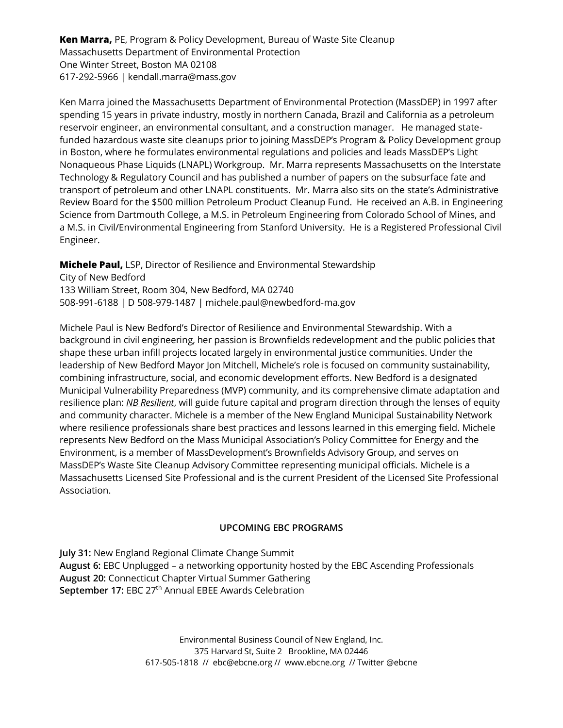**Ken Marra,** PE, Program & Policy Development, Bureau of Waste Site Cleanup
Massachusetts Department of Environmental Protection
One Winter Street, Boston MA 02108
617-292-5966 | kendall.marra@mass.gov

Ken Marra joined the Massachusetts Department of Environmental Protection (MassDEP) in 1997 after spending 15 years in private industry, mostly in northern Canada, Brazil and California as a petroleum reservoir engineer, an environmental consultant, and a construction manager. He managed state-funded hazardous waste site cleanups prior to joining MassDEP's Program & Policy Development group in Boston, where he formulates environmental regulations and policies and leads MassDEP's Light Nonaqueous Phase Liquids (LNAPL) Workgroup. Mr. Marra represents Massachusetts on the Interstate Technology & Regulatory Council and has published a number of papers on the subsurface fate and transport of petroleum and other LNAPL constituents. Mr. Marra also sits on the state's Administrative Review Board for the $500 million Petroleum Product Cleanup Fund. He received an A.B. in Engineering Science from Dartmouth College, a M.S. in Petroleum Engineering from Colorado School of Mines, and a M.S. in Civil/Environmental Engineering from Stanford University. He is a Registered Professional Civil Engineer.

**Michele Paul,** LSP, Director of Resilience and Environmental Stewardship
City of New Bedford
133 William Street, Room 304, New Bedford, MA 02740
508-991-6188 | D 508-979-1487 | michele.paul@newbedford-ma.gov

Michele Paul is New Bedford's Director of Resilience and Environmental Stewardship. With a background in civil engineering, her passion is Brownfields redevelopment and the public policies that shape these urban infill projects located largely in environmental justice communities. Under the leadership of New Bedford Mayor Jon Mitchell, Michele's role is focused on community sustainability, combining infrastructure, social, and economic development efforts. New Bedford is a designated Municipal Vulnerability Preparedness (MVP) community, and its comprehensive climate adaptation and resilience plan: ***NB Resilient***, will guide future capital and program direction through the lenses of equity and community character. Michele is a member of the New England Municipal Sustainability Network where resilience professionals share best practices and lessons learned in this emerging field. Michele represents New Bedford on the Mass Municipal Association's Policy Committee for Energy and the Environment, is a member of MassDevelopment's Brownfields Advisory Group, and serves on MassDEP's Waste Site Cleanup Advisory Committee representing municipal officials. Michele is a Massachusetts Licensed Site Professional and is the current President of the Licensed Site Professional Association.

## UPCOMING EBC PROGRAMS

**July 31:** New England Regional Climate Change Summit
**August 6:** EBC Unplugged – a networking opportunity hosted by the EBC Ascending Professionals
**August 20:** Connecticut Chapter Virtual Summer Gathering
**September 17:** EBC 27th Annual EBEE Awards Celebration

Environmental Business Council of New England, Inc.
375 Harvard St, Suite 2 Brookline, MA 02446
617-505-1818 // ebc@ebcne.org // www.ebcne.org // Twitter @ebcne